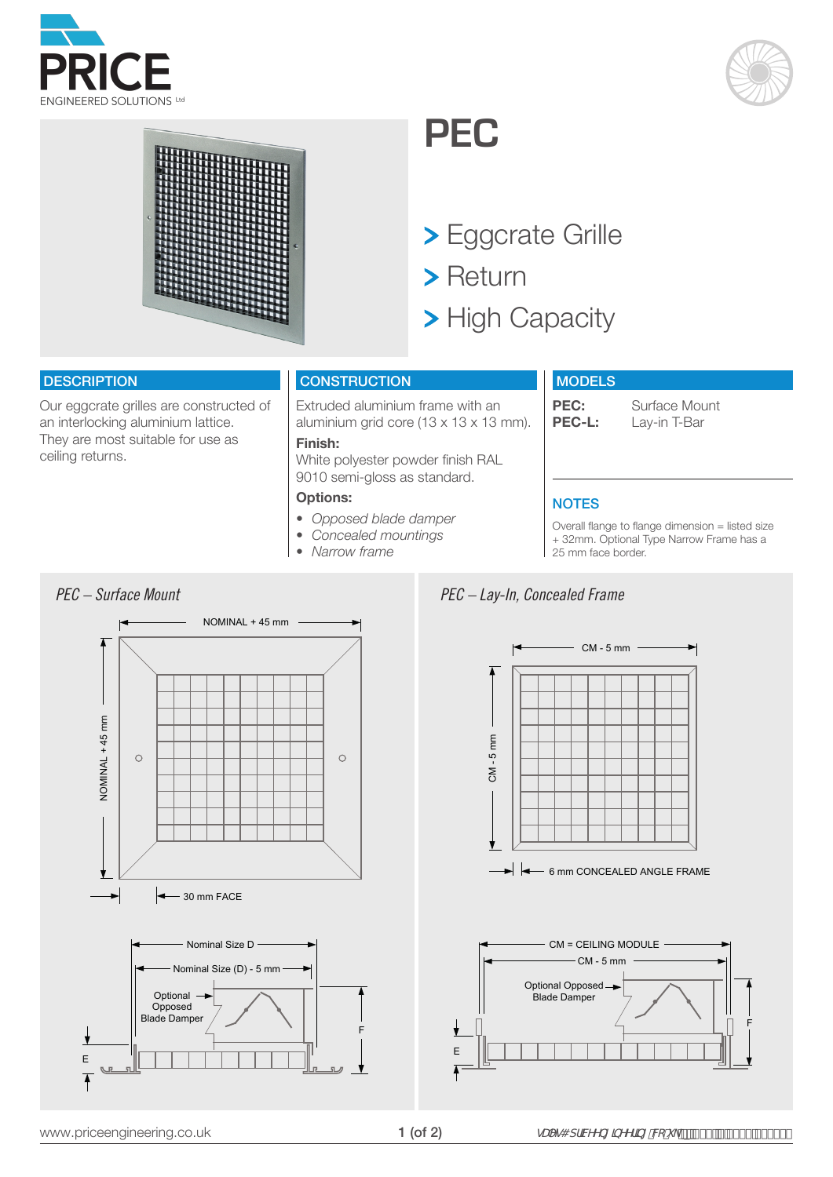# PEC

> Eggcrate Grille
> Return
> High Capacity

## DESCRIPTION

Our eggcrate grilles are constructed of an interlocking aluminium lattice. They are most suitable for use as ceiling returns.

## CONSTRUCTION

Extruded aluminium frame with an aluminium grid core (13 x 13 x 13 mm).

**Finish:**
White polyester powder finish RAL 9010 semi-gloss as standard.

**Options:**

- *Opposed blade damper*
- *Concealed mountings*
- *Narrow frame*

## MODELS

| | |
|---|---|
| **PEC:** | Surface Mount |
| **PEC-L:** | Lay-in T-Bar |

## NOTES

Overall flange to flange dimension = listed size + 32mm. Optional Type Narrow Frame has a 25 mm face border.

### *PEC – Surface Mount*

NOMINAL + 45 mm

NOMINAL + 45 mm

30 mm FACE

Nominal Size D

Nominal Size (D) - 5 mm

Optional Opposed Blade Damper

E

F

### *PEC – Lay-In, Concealed Frame*

CM - 5 mm

CM - 5 mm

6 mm CONCEALED ANGLE FRAME

CM = CEILING MODULE

CM - 5 mm

Optional Opposed Blade Damper

E

F

www.priceengineering.co.uk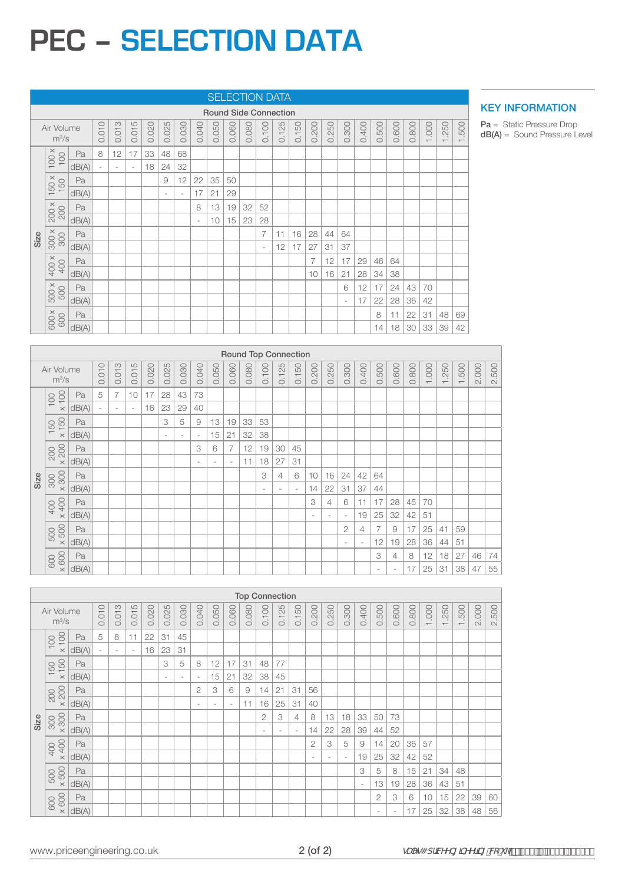# PEC – SELECTION DATA

## SELECTION DATA

### Round Side Connection

| Air Volume m³/s | | 0.010 | 0.013 | 0.015 | 0.020 | 0.025 | 0.030 | 0.040 | 0.050 | 0.060 | 0.080 | 0.100 | 0.125 | 0.150 | 0.200 | 0.250 | 0.300 | 0.400 | 0.500 | 0.600 | 0.800 | 1.000 | 1.250 | 1.500 |
|---|---|---|---|---|---|---|---|---|---|---|---|---|---|---|---|---|---|---|---|---|---|---|---|---|
| Size 100 x 100 | Pa | 8 | 12 | 17 | 33 | 48 | 68 | | | | | | | | | | | | | | | | | |
| | dB(A) | - | - | - | 18 | 24 | 32 | | | | | | | | | | | | | | | | | |
| Size 150 x 150 | Pa | | | | | 9 | 12 | 22 | 35 | 50 | | | | | | | | | | | | | | |
| | dB(A) | | | | | - | - | 17 | 21 | 29 | | | | | | | | | | | | | | |
| Size 200 x 200 | Pa | | | | | | | 8 | 13 | 19 | 32 | 52 | | | | | | | | | | | | |
| | dB(A) | | | | | | | - | 10 | 15 | 23 | 28 | | | | | | | | | | | | |
| Size 300 x 300 | Pa | | | | | | | | | | | 7 | 11 | 16 | 28 | 44 | 64 | | | | | | | |
| | dB(A) | | | | | | | | | | | - | 12 | 17 | 27 | 31 | 37 | | | | | | | |
| Size 400 x 400 | Pa | | | | | | | | | | | | | | 7 | 12 | 17 | 29 | 46 | 64 | | | | |
| | dB(A) | | | | | | | | | | | | | | 10 | 16 | 21 | 28 | 34 | 38 | | | | |
| Size 500 x 500 | Pa | | | | | | | | | | | | | | | | 6 | 12 | 17 | 24 | 43 | 70 | | |
| | dB(A) | | | | | | | | | | | | | | | | - | 17 | 22 | 28 | 36 | 42 | | |
| Size 600 x 600 | Pa | | | | | | | | | | | | | | | | | | 8 | 11 | 22 | 31 | 48 | 69 |
| | dB(A) | | | | | | | | | | | | | | | | | | 14 | 18 | 30 | 33 | 39 | 42 |

### Round Top Connection

| Air Volume m³/s | | 0.010 | 0.013 | 0.015 | 0.020 | 0.025 | 0.030 | 0.040 | 0.050 | 0.060 | 0.080 | 0.100 | 0.125 | 0.150 | 0.200 | 0.250 | 0.300 | 0.400 | 0.500 | 0.600 | 0.800 | 1.000 | 1.250 | 1.500 | 2.000 | 2.500 |
|---|---|---|---|---|---|---|---|---|---|---|---|---|---|---|---|---|---|---|---|---|---|---|---|---|---|---|
| Size 100 x 100 | Pa | 5 | 7 | 10 | 17 | 28 | 43 | 73 | | | | | | | | | | | | | | | | | | |
| | dB(A) | - | - | - | 16 | 23 | 29 | 40 | | | | | | | | | | | | | | | | | | |
| Size 150 x 150 | Pa | | | | | 3 | 5 | 9 | 13 | 19 | 33 | 53 | | | | | | | | | | | | | | |
| | dB(A) | | | | | - | - | - | 15 | 21 | 32 | 38 | | | | | | | | | | | | | | |
| Size 200 x 200 | Pa | | | | | | | 3 | 6 | 7 | 12 | 19 | 30 | 45 | | | | | | | | | | | | |
| | dB(A) | | | | | | | - | - | - | 11 | 18 | 27 | 31 | | | | | | | | | | | | |
| Size 300 x 300 | Pa | | | | | | | | | | | 3 | 4 | 6 | 10 | 16 | 24 | 42 | 64 | | | | | | | |
| | dB(A) | | | | | | | | | | | - | - | - | 14 | 22 | 31 | 37 | 44 | | | | | | | |
| Size 400 x 400 | Pa | | | | | | | | | | | | | | 3 | 4 | 6 | 11 | 17 | 28 | 45 | 70 | | | | |
| | dB(A) | | | | | | | | | | | | | | - | - | - | 19 | 25 | 32 | 42 | 51 | | | | |
| Size 500 x 500 | Pa | | | | | | | | | | | | | | | | 2 | 4 | 7 | 9 | 17 | 25 | 41 | 59 | | |
| | dB(A) | | | | | | | | | | | | | | | | - | - | 12 | 19 | 28 | 36 | 44 | 51 | | |
| Size 600 x 600 | Pa | | | | | | | | | | | | | | | | | | 3 | 4 | 8 | 12 | 18 | 27 | 46 | 74 |
| | dB(A) | | | | | | | | | | | | | | | | | | - | - | 17 | 25 | 31 | 38 | 47 | 55 |

### Top Connection

| Air Volume m³/s | | 0.010 | 0.013 | 0.015 | 0.020 | 0.025 | 0.030 | 0.040 | 0.050 | 0.060 | 0.080 | 0.100 | 0.125 | 0.150 | 0.200 | 0.250 | 0.300 | 0.400 | 0.500 | 0.600 | 0.800 | 1.000 | 1.250 | 1.500 | 2.000 | 2.500 |
|---|---|---|---|---|---|---|---|---|---|---|---|---|---|---|---|---|---|---|---|---|---|---|---|---|---|---|
| Size 100 x 100 | Pa | 5 | 8 | 11 | 22 | 31 | 45 | | | | | | | | | | | | | | | | | | | |
| | dB(A) | - | - | - | 16 | 23 | 31 | | | | | | | | | | | | | | | | | | | |
| Size 150 x 150 | Pa | | | | | 3 | 5 | 8 | 12 | 17 | 31 | 48 | 77 | | | | | | | | | | | | | |
| | dB(A) | | | | | - | - | - | 15 | 21 | 32 | 38 | 45 | | | | | | | | | | | | | |
| Size 200 x 200 | Pa | | | | | | | 2 | 3 | 6 | 9 | 14 | 21 | 31 | 56 | | | | | | | | | | | |
| | dB(A) | | | | | | | - | - | - | 11 | 16 | 25 | 31 | 40 | | | | | | | | | | | |
| Size 300 x 300 | Pa | | | | | | | | | | | 2 | 3 | 4 | 8 | 13 | 18 | 33 | 50 | 73 | | | | | | |
| | dB(A) | | | | | | | | | | | - | - | - | 14 | 22 | 28 | 39 | 44 | 52 | | | | | | |
| Size 400 x 400 | Pa | | | | | | | | | | | | | | 2 | 3 | 5 | 9 | 14 | 20 | 36 | 57 | | | | |
| | dB(A) | | | | | | | | | | | | | | - | - | - | 19 | 25 | 32 | 42 | 52 | | | | |
| Size 500 x 500 | Pa | | | | | | | | | | | | | | | | | 3 | 5 | 8 | 15 | 21 | 34 | 48 | | |
| | dB(A) | | | | | | | | | | | | | | | | | - | 13 | 19 | 28 | 36 | 43 | 51 | | |
| Size 600 x 600 | Pa | | | | | | | | | | | | | | | | | | 2 | 3 | 6 | 10 | 15 | 22 | 39 | 60 |
| | dB(A) | | | | | | | | | | | | | | | | | | - | - | 17 | 25 | 32 | 38 | 48 | 56 |

## KEY INFORMATION

**Pa** = Static Pressure Drop
**dB(A)** = Sound Pressure Level